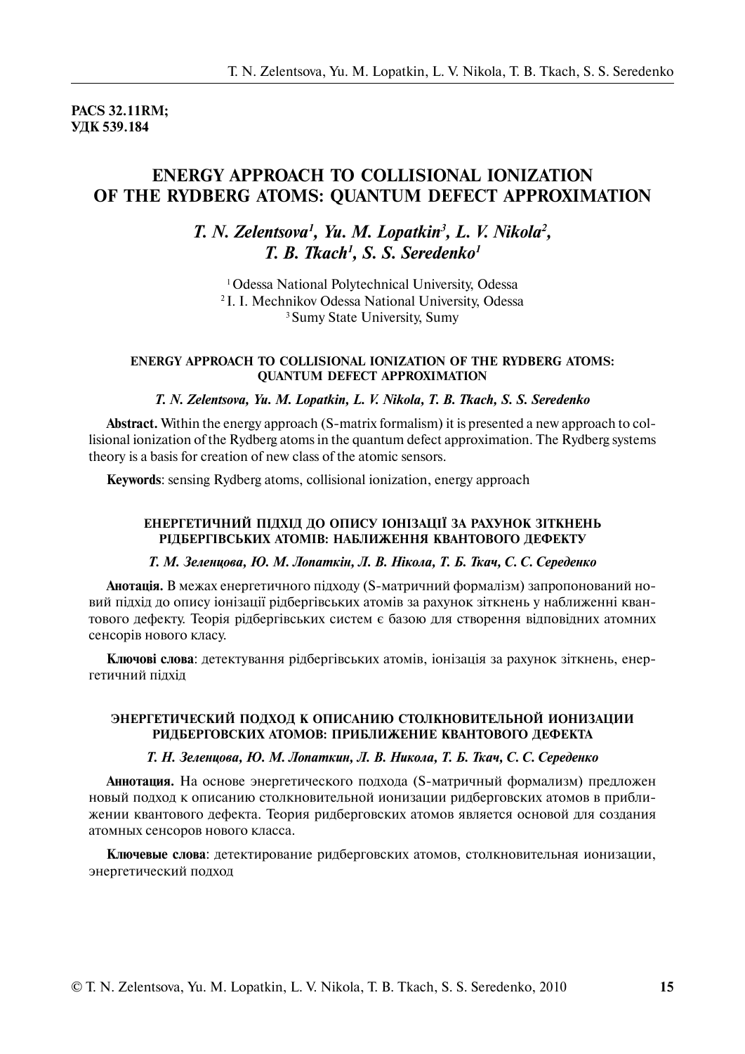**PACS 32.11RM;**
**УДК 539.184**

# ENERGY APPROACH TO COLLISIONAL IONIZATION OF THE RYDBERG ATOMS: QUANTUM DEFECT APPROXIMATION

***T. N. Zelentsova[1], Yu. M. Lopatkin[3], L. V. Nikola[2], T. B. Tkach[1], S. S. Seredenko[1]***

[1] Odessa National Polytechnical University, Odessa
[2] I. I. Mechnikov Odessa National University, Odessa
[3] Sumy State University, Sumy

#### ENERGY APPROACH TO COLLISIONAL IONIZATION OF THE RYDBERG ATOMS: QUANTUM DEFECT APPROXIMATION

***T. N. Zelentsova, Yu. M. Lopatkin, L. V. Nikola, T. B. Tkach, S. S. Seredenko***

**Abstract.** Within the energy approach (S-matrix formalism) it is presented a new approach to collisional ionization of the Rydberg atoms in the quantum defect approximation. The Rydberg systems theory is a basis for creation of new class of the atomic sensors.

**Keywords**: sensing Rydberg atoms, collisional ionization, energy approach

#### ЕНЕРГЕТИЧНИЙ ПІДХІД ДО ОПИСУ ІОНІЗАЦІЇ ЗА РАХУНОК ЗІТКНЕНЬ РІДБЕРГІВСЬКИХ АТОМІВ: НАБЛИЖЕННЯ КВАНТОВОГО ДЕФЕКТУ

***Т. М. Зеленцова, Ю. М. Лопаткін, Л. В. Нікола, Т. Б. Ткач, С. С. Середенко***

**Анотація.** В межах енергетичного підходу (S-матричний формалізм) запропонований новий підхід до опису іонізації рідбергівських атомів за рахунок зіткнень у наближенні квантового дефекту. Теорія рідбергівських систем є базою для створення відповідних атомних сенсорів нового класу.

**Ключові слова**: детектування рідбергівських атомів, іонізація за рахунок зіткнень, енергетичний підхід

#### ЭНЕРГЕТИЧЕСКИЙ ПОДХОД К ОПИСАНИЮ СТОЛКНОВИТЕЛЬНОЙ ИОНИЗАЦИИ РИДБЕРГОВСКИХ АТОМОВ: ПРИБЛИЖЕНИЕ КВАНТОВОГО ДЕФЕКТА

***Т. Н. Зеленцова, Ю. М. Лопаткин, Л. В. Никола, Т. Б. Ткач, С. С. Середенко***

**Аннотация.** На основе энергетического подхода (S-матричный формализм) предложен новый подход к описанию столкновительной ионизации ридберговских атомов в приближении квантового дефекта. Теория ридберговских атомов является основой для создания атомных сенсоров нового класса.

**Ключевые слова**: детектирование ридберговских атомов, столкновительная ионизации, энергетический подход

© T. N. Zelentsova, Yu. M. Lopatkin, L. V. Nikola, T. B. Tkach, S. S. Seredenko, 2010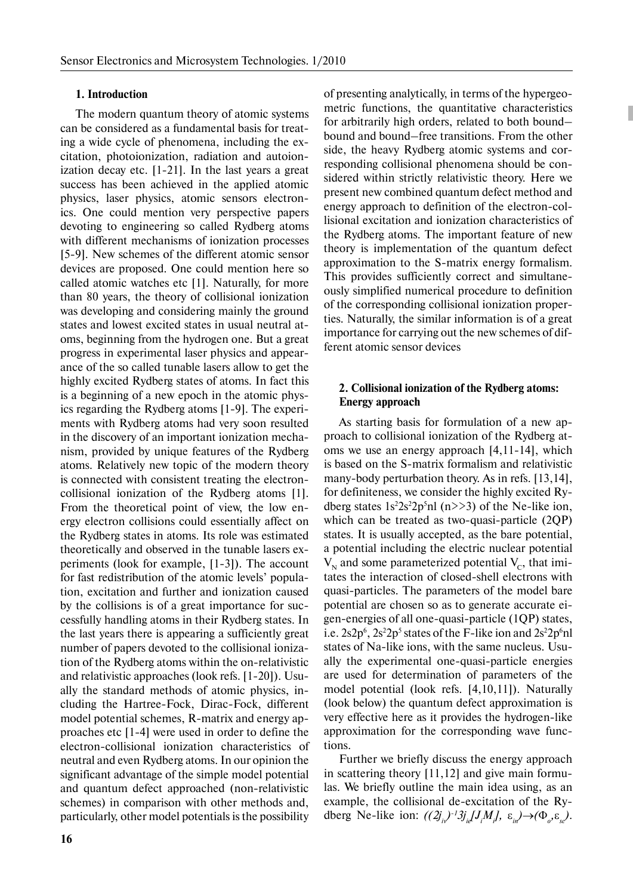## 1. Introduction

The modern quantum theory of atomic systems can be considered as a fundamental basis for treating a wide cycle of phenomena, including the excitation, photoionization, radiation and autoionization decay etc. [1-21]. In the last years a great success has been achieved in the applied atomic physics, laser physics, atomic sensors electronics. One could mention very perspective papers devoting to engineering so called Rydberg atoms with different mechanisms of ionization processes [5-9]. New schemes of the different atomic sensor devices are proposed. One could mention here so called atomic watches etc [1]. Naturally, for more than 80 years, the theory of collisional ionization was developing and considering mainly the ground states and lowest excited states in usual neutral atoms, beginning from the hydrogen one. But a great progress in experimental laser physics and appearance of the so called tunable lasers allow to get the highly excited Rydberg states of atoms. In fact this is a beginning of a new epoch in the atomic physics regarding the Rydberg atoms [1-9]. The experiments with Rydberg atoms had very soon resulted in the discovery of an important ionization mechanism, provided by unique features of the Rydberg atoms. Relatively new topic of the modern theory is connected with consistent treating the electron-collisional ionization of the Rydberg atoms [1]. From the theoretical point of view, the low energy electron collisions could essentially affect on the Rydberg states in atoms. Its role was estimated theoretically and observed in the tunable lasers experiments (look for example, [1-3]). The account for fast redistribution of the atomic levels' population, excitation and further and ionization caused by the collisions is of a great importance for successfully handling atoms in their Rydberg states. In the last years there is appearing a sufficiently great number of papers devoted to the collisional ionization of the Rydberg atoms within the on-relativistic and relativistic approaches (look refs. [1-20]). Usually the standard methods of atomic physics, including the Hartree-Fock, Dirac-Fock, different model potential schemes, R-matrix and energy approaches etc [1-4] were used in order to define the electron-collisional ionization characteristics of neutral and even Rydberg atoms. In our opinion the significant advantage of the simple model potential and quantum defect approached (non-relativistic schemes) in comparison with other methods and, particularly, other model potentials is the possibility of presenting analytically, in terms of the hypergeometric functions, the quantitative characteristics for arbitrarily high orders, related to both bound–bound and bound–free transitions. From the other side, the heavy Rydberg atomic systems and corresponding collisional phenomena should be considered within strictly relativistic theory. Here we present new combined quantum defect method and energy approach to definition of the electron-collisional excitation and ionization characteristics of the Rydberg atoms. The important feature of new theory is implementation of the quantum defect approximation to the S-matrix energy formalism. This provides sufficiently correct and simultaneously simplified numerical procedure to definition of the corresponding collisional ionization properties. Naturally, the similar information is of a great importance for carrying out the new schemes of different atomic sensor devices

## 2. Collisional ionization of the Rydberg atoms: Energy approach

As starting basis for formulation of a new approach to collisional ionization of the Rydberg atoms we use an energy approach [4,11-14], which is based on the S-matrix formalism and relativistic many-body perturbation theory. As in refs. [13,14], for definiteness, we consider the highly excited Rydberg states $1s^2 2s^2 2p^5 nl$ ($n>>3$) of the Ne-like ion, which can be treated as two-quasi-particle (2QP) states. It is usually accepted, as the bare potential, a potential including the electric nuclear potential $V_N$ and some parameterized potential $V_C$, that imitates the interaction of closed-shell electrons with quasi-particles. The parameters of the model bare potential are chosen so as to generate accurate eigen-energies of all one-quasi-particle (1QP) states, i.e. $2s2p^6$, $2s^2 2p^5$ states of the F-like ion and $2s^2 2p^6 nl$ states of Na-like ions, with the same nucleus. Usually the experimental one-quasi-particle energies are used for determination of parameters of the model potential (look refs. [4,10,11]). Naturally (look below) the quantum defect approximation is very effective here as it provides the hydrogen-like approximation for the corresponding wave functions.

Further we briefly discuss the energy approach in scattering theory [11,12] and give main formulas. We briefly outline the main idea using, as an example, the collisional de-excitation of the Rydberg Ne-like ion: $((2j_{iv})^{-1}3j_{ie}[J_i M_i],\ \varepsilon_{in}) \rightarrow (\Phi_o, \varepsilon_{sc})$.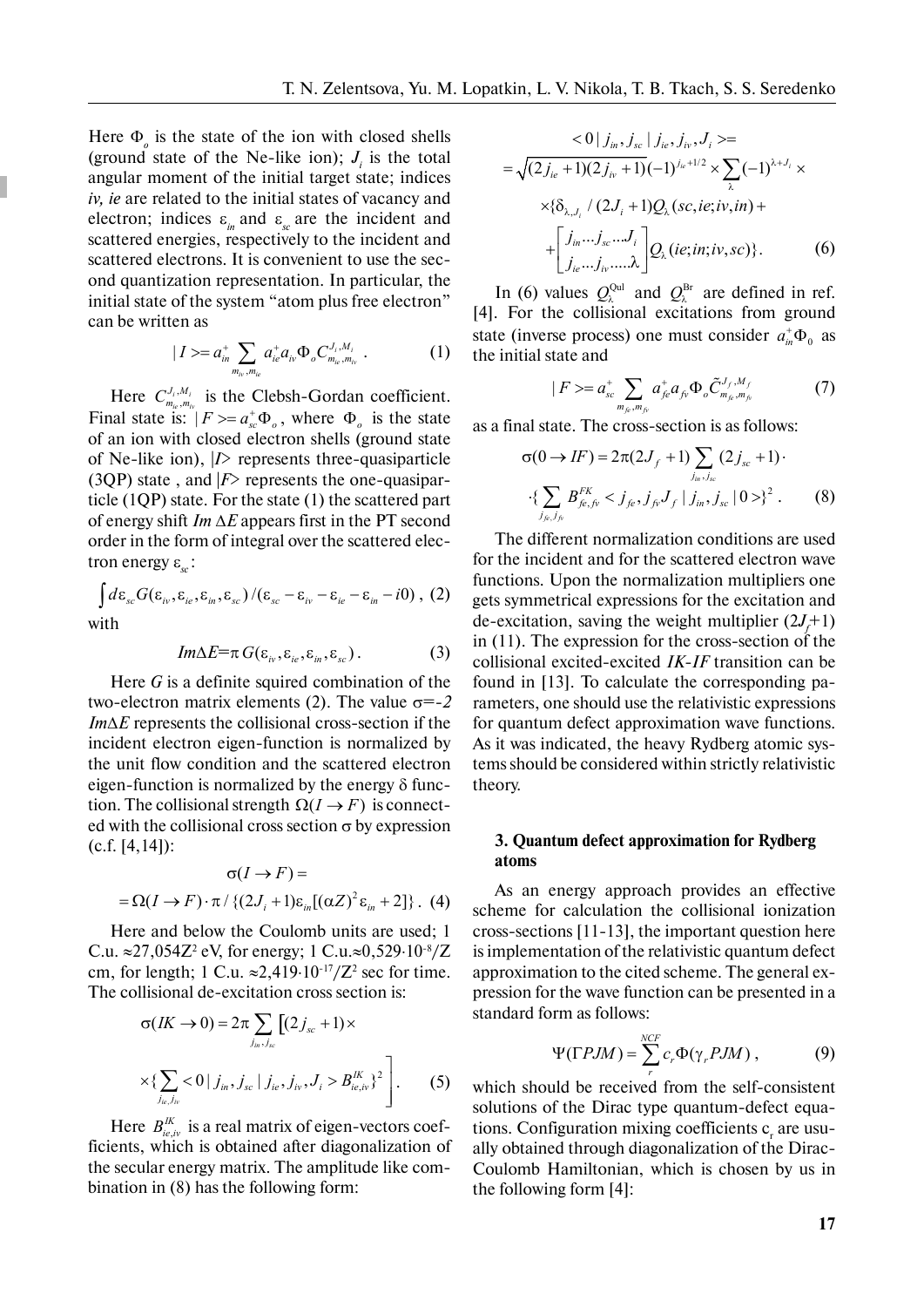Here $\Phi_o$ is the state of the ion with closed shells (ground state of the Ne-like ion); $J_i$ is the total angular moment of the initial target state; indices *iv, ie* are related to the initial states of vacancy and electron; indices $\varepsilon_{in}$ and $\varepsilon_{sc}$ are the incident and scattered energies, respectively to the incident and scattered electrons. It is convenient to use the second quantization representation. In particular, the initial state of the system "atom plus free electron" can be written as

$$|I>=a^{+}_{in}\sum_{m_{iv},m_{ie}} a^{+}_{ie}a_{iv}\Phi_o C^{J_i,M_i}_{m_{ie},m_{iv}}\,. \tag{1}$$

Here $C^{J_i,M_i}_{m_{ie},m_{iv}}$ is the Clebsh-Gordan coefficient. Final state is: $|F>=a^{+}_{sc}\Phi_o$, where $\Phi_o$ is the state of an ion with closed electron shells (ground state of Ne-like ion), $|I>$ represents three-quasiparticle (3QP) state, and $|F>$ represents the one-quasiparticle (1QP) state. For the state (1) the scattered part of energy shift $Im\,\Delta E$ appears first in the PT second order in the form of integral over the scattered electron energy $\varepsilon_{sc}$:

$$\int d\varepsilon_{sc} G(\varepsilon_{iv},\varepsilon_{ie},\varepsilon_{in},\varepsilon_{sc})/(\varepsilon_{sc}-\varepsilon_{iv}-\varepsilon_{ie}-\varepsilon_{in}-i0)\,, \tag{2}$$

with

$$Im\Delta E=\pi\, G(\varepsilon_{iv},\varepsilon_{ie},\varepsilon_{in},\varepsilon_{sc})\,. \tag{3}$$

Here $G$ is a definite squired combination of the two-electron matrix elements (2). The value $\sigma=-2\,Im\Delta E$ represents the collisional cross-section if the incident electron eigen-function is normalized by the unit flow condition and the scattered electron eigen-function is normalized by the energy $\delta$ function. The collisional strength $\Omega(I\to F)$ is connected with the collisional cross section $\sigma$ by expression (c.f. [4,14]):

$$\sigma(I\to F)=$$
$$=\Omega(I\to F)\cdot\pi/\{(2J_i+1)\varepsilon_{in}[(\alpha Z)^2\varepsilon_{in}+2]\}\,. \tag{4}$$

Here and below the Coulomb units are used; 1 C.u. ≈27,054$Z^2$ eV, for energy; 1 C.u.≈0,529·$10^{-8}$/Z cm, for length; 1 C.u. ≈2,419·$10^{-17}$/$Z^2$ sec for time. The collisional de-excitation cross section is:

$$\sigma(IK\to 0)=2\pi\sum_{j_{in},j_{sc}}\Big[(2j_{sc}+1)\times$$
$$\times\{\sum_{j_{ie},j_{iv}}<0\,|\,j_{in},j_{sc}\,|\,j_{ie},j_{iv},J_i>B^{IK}_{ie,iv}\}^2\Big]. \tag{5}$$

Here $B^{IK}_{ie,iv}$ is a real matrix of eigen-vectors coefficients, which is obtained after diagonalization of the secular energy matrix. The amplitude like combination in (8) has the following form:

$$<0\,|\,j_{in},j_{sc}\,|\,j_{ie},j_{iv},J_i>=$$
$$=\sqrt{(2j_{ie}+1)(2j_{iv}+1)}(-1)^{j_{iv}+1/2}\times\sum_{\lambda}(-1)^{\lambda+J_i}\times$$
$$\times\{\delta_{\lambda,J_i}/(2J_i+1)Q_\lambda(sc,ie;iv,in)+$$
$$+\begin{bmatrix} j_{in}...j_{sc}...J_i\\ j_{ie}...j_{iv}.....\lambda\end{bmatrix}Q_\lambda(ie;in;iv,sc)\}. \tag{6}$$

In (6) values $Q^{\rm Qul}_{\lambda}$ and $Q^{\rm Br}_{\lambda}$ are defined in ref. [4]. For the collisional excitations from ground state (inverse process) one must consider $a^{+}_{in}\Phi_0$ as the initial state and

$$|F>=a^{+}_{sc}\sum_{m_{fe},m_{fv}} a^{+}_{fe}a_{fv}\Phi_o\tilde{C}^{J_f,M_f}_{m_{fe},m_{fv}} \tag{7}$$

as a final state. The cross-section is as follows:

$$\sigma(0\to IF)=2\pi(2J_f+1)\sum_{j_{in},j_{sc}}(2j_{sc}+1)\cdot$$
$$\cdot\{\sum_{j_{fe},j_{fv}}B^{FK}_{fe,fv}<j_{fe},j_{fv}J_f\,|\,j_{in},j_{sc}\,|\,0>\}^2\,. \tag{8}$$

The different normalization conditions are used for the incident and for the scattered electron wave functions. Upon the normalization multipliers one gets symmetrical expressions for the excitation and de-excitation, saving the weight multiplier ($2J_f$+1) in (11). The expression for the cross-section of the collisional excited-excited *IK-IF* transition can be found in [13]. To calculate the corresponding parameters, one should use the relativistic expressions for quantum defect approximation wave functions. As it was indicated, the heavy Rydberg atomic systems should be considered within strictly relativistic theory.

### 3. Quantum defect approximation for Rydberg atoms

As an energy approach provides an effective scheme for calculation the collisional ionization cross-sections [11-13], the important question here is implementation of the relativistic quantum defect approximation to the cited scheme. The general expression for the wave function can be presented in a standard form as follows:

$$\Psi(\Gamma PJM)=\sum_{r}^{NCF}c_r\Phi(\gamma_r PJM)\,, \tag{9}$$

which should be received from the self-consistent solutions of the Dirac type quantum-defect equations. Configuration mixing coefficients $c_r$ are usually obtained through diagonalization of the Dirac-Coulomb Hamiltonian, which is chosen by us in the following form [4]: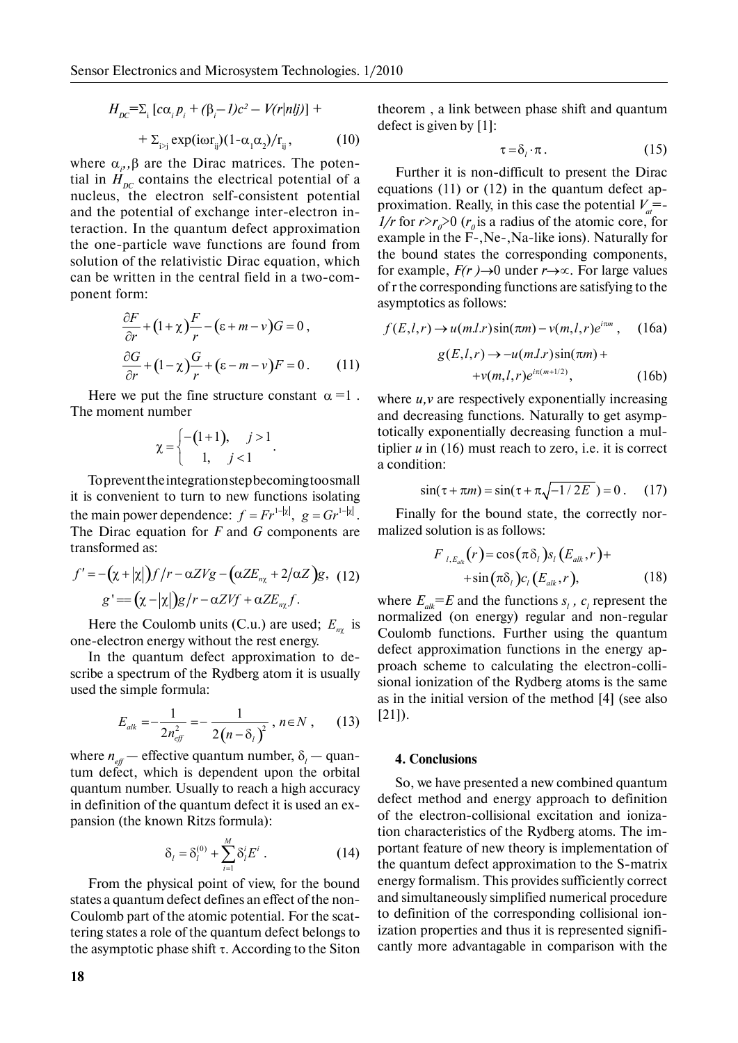$$H_{DC}=\Sigma_i \, [c\alpha_i p_i + (\beta_i - 1)c^2 - V(r|nlj)] +$$
$$+ \Sigma_{i>j} \exp(i\omega r_{ij})(1-\alpha_1\alpha_2)/r_{ij}, \qquad (10)$$

where $\alpha_i$, $\beta$ are the Dirac matrices. The potential in $H_{DC}$ contains the electrical potential of a nucleus, the electron self-consistent potential and the potential of exchange inter-electron interaction. In the quantum defect approximation the one-particle wave functions are found from solution of the relativistic Dirac equation, which can be written in the central field in a two-component form:

$$\frac{\partial F}{\partial r} + (1+\chi)\frac{F}{r} - (\varepsilon + m - v)G = 0,$$
$$\frac{\partial G}{\partial r} + (1-\chi)\frac{G}{r} + (\varepsilon - m - v)F = 0. \qquad (11)$$

Here we put the fine structure constant $\alpha = 1$. The moment number

$$\chi = \begin{cases} -(l+1), & j>1 \\ 1, & j<1 \end{cases}.$$

To prevent the integration step becoming too small it is convenient to turn to new functions isolating the main power dependence: $f = Fr^{1-|\chi|}$, $g = Gr^{1-|\chi|}$. The Dirac equation for $F$ and $G$ components are transformed as:

$$f' = -(\chi + |\chi|)f/r - \alpha ZVg - (\alpha ZE_{n\chi} + 2/\alpha Z)g, \quad (12)$$
$$g' == (\chi - |\chi|)g/r - \alpha ZVf + \alpha ZE_{n\chi} f.$$

Here the Coulomb units (C.u.) are used; $E_{n\chi}$ is one-electron energy without the rest energy.

In the quantum defect approximation to describe a spectrum of the Rydberg atom it is usually used the simple formula:

$$E_{alk} = -\frac{1}{2n_{eff}^2} = -\frac{1}{2(n-\delta_l)^2}, \; n \in N, \qquad (13)$$

where $n_{eff}$ — effective quantum number, $\delta_l$ — quantum defect, which is dependent upon the orbital quantum number. Usually to reach a high accuracy in definition of the quantum defect it is used an expansion (the known Ritzs formula):

$$\delta_l = \delta_l^{(0)} + \sum_{i=1}^{M} \delta_l^i E^i. \qquad (14)$$

From the physical point of view, for the bound states a quantum defect defines an effect of the non-Coulomb part of the atomic potential. For the scattering states a role of the quantum defect belongs to the asymptotic phase shift $\tau$. According to the Siton theorem , a link between phase shift and quantum defect is given by [1]:

$$\tau = \delta_l \cdot \pi. \qquad (15)$$

Further it is non-difficult to present the Dirac equations (11) or (12) in the quantum defect approximation. Really, in this case the potential $V_{at}$=$-1/r$ for $r>r_0>0$ ($r_0$ is a radius of the atomic core, for example in the F-,Ne-,Na-like ions). Naturally for the bound states the corresponding components, for example, $F(r) \to 0$ under $r \to \infty$. For large values of r the corresponding functions are satisfying to the asymptotics as follows:

$$f(E,l,r) \to u(m.l.r)\sin(\pi m) - v(m,l,r)e^{i\pi m}, \quad (16a)$$
$$g(E,l,r) \to -u(m.l.r)\sin(\pi m) +$$
$$+v(m,l,r)e^{i\pi(m+1/2)}, \qquad (16b)$$

where $u,v$ are respectively exponentially increasing and decreasing functions. Naturally to get asymptotically exponentially decreasing function a multiplier $u$ in (16) must reach to zero, i.e. it is correct a condition:

$$\sin(\tau + \pi m) = \sin(\tau + \pi\sqrt{-1/2E}) = 0. \qquad (17)$$

Finally for the bound state, the correctly normalized solution is as follows:

$$F_{l,E_{alk}}(r) = \cos(\pi\delta_l)s_l(E_{alk}, r) +$$
$$+\sin(\pi\delta_l)c_l(E_{alk}, r), \qquad (18)$$

where $E_{alk}$=$E$ and the functions $s_l$, $c_l$ represent the normalized (on energy) regular and non-regular Coulomb functions. Further using the quantum defect approximation functions in the energy approach scheme to calculating the electron-collisional ionization of the Rydberg atoms is the same as in the initial version of the method [4] (see also [21]).

## 4. Conclusions

So, we have presented a new combined quantum defect method and energy approach to definition of the electron-collisional excitation and ionization characteristics of the Rydberg atoms. The important feature of new theory is implementation of the quantum defect approximation to the S-matrix energy formalism. This provides sufficiently correct and simultaneously simplified numerical procedure to definition of the corresponding collisional ionization properties and thus it is represented significantly more advantagable in comparison with the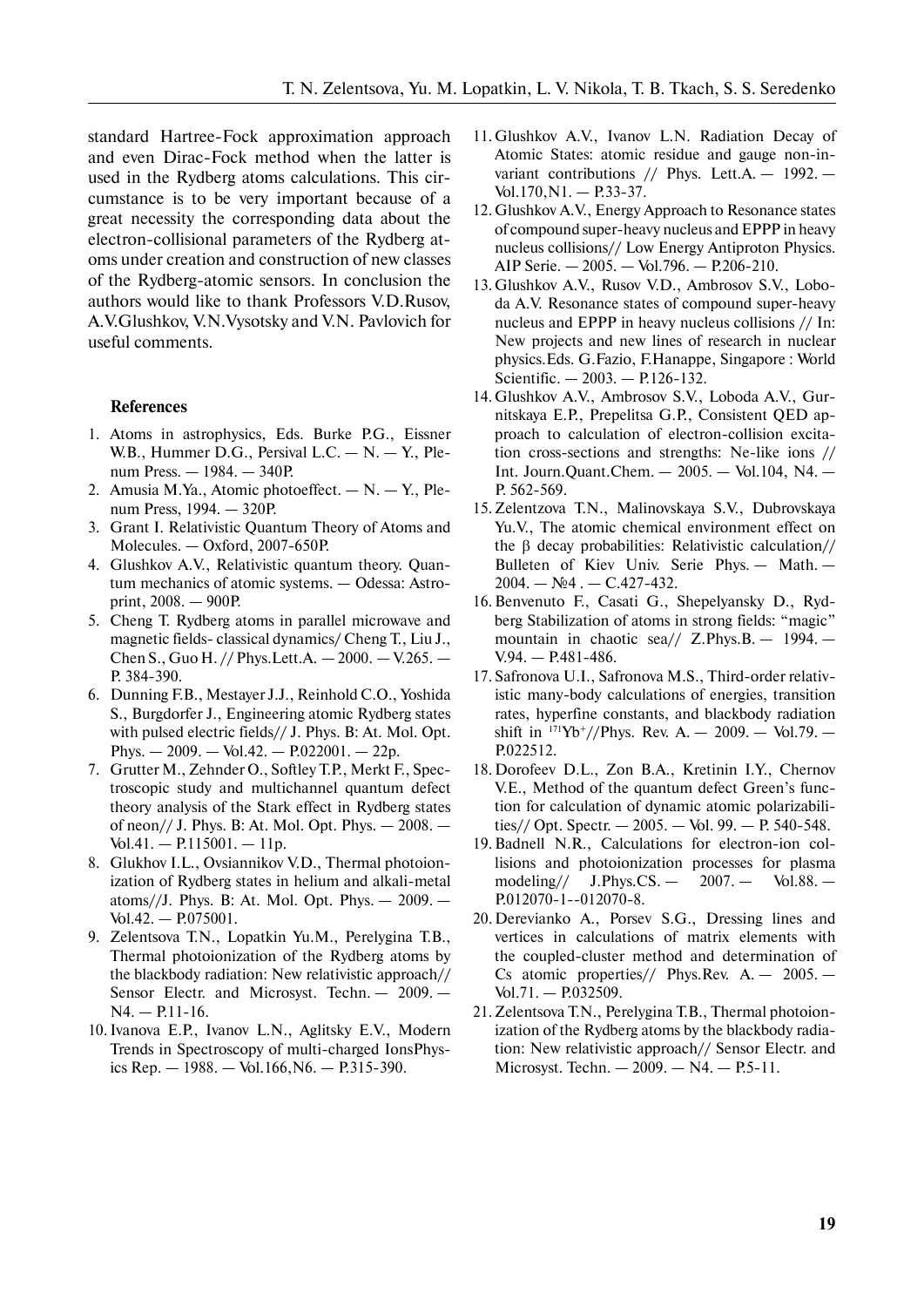standard Hartree-Fock approximation approach and even Dirac-Fock method when the latter is used in the Rydberg atoms calculations. This circumstance is to be very important because of a great necessity the corresponding data about the electron-collisional parameters of the Rydberg atoms under creation and construction of new classes of the Rydberg-atomic sensors. In conclusion the authors would like to thank Professors V.D.Rusov, A.V.Glushkov, V.N.Vysotsky and V.N. Pavlovich for useful comments.

#### References

1. Atoms in astrophysics, Eds. Burke P.G., Eissner W.B., Hummer D.G., Persival L.C. — N. — Y., Plenum Press. — 1984. — 340P.
2. Amusia M.Ya., Atomic photoeffect. — N. — Y., Plenum Press, 1994. — 320P.
3. Grant I. Relativistic Quantum Theory of Atoms and Molecules. — Oxford, 2007-650P.
4. Glushkov A.V., Relativistic quantum theory. Quantum mechanics of atomic systems. — Odessa: Astroprint, 2008. — 900P.
5. Cheng T. Rydberg atoms in parallel microwave and magnetic fields- classical dynamics/ Cheng T., Liu J., Chen S., Guo H. // Phys.Lett.A. — 2000. — V.265. — P. 384-390.
6. Dunning F.B., Mestayer J.J., Reinhold C.O., Yoshida S., Burgdorfer J., Engineering atomic Rydberg states with pulsed electric fields// J. Phys. B: At. Mol. Opt. Phys. — 2009. — Vol.42. — P.022001. — 22p.
7. Grutter M., Zehnder O., Softley T.P., Merkt F., Spectroscopic study and multichannel quantum defect theory analysis of the Stark effect in Rydberg states of neon// J. Phys. B: At. Mol. Opt. Phys. — 2008. — Vol.41. — P.115001. — 11p.
8. Glukhov I.L., Ovsiannikov V.D., Thermal photoionization of Rydberg states in helium and alkali-metal atoms//J. Phys. B: At. Mol. Opt. Phys. — 2009. — Vol.42. — P.075001.
9. Zelentsova T.N., Lopatkin Yu.M., Perelygina T.B., Thermal photoionization of the Rydberg atoms by the blackbody radiation: New relativistic approach// Sensor Electr. and Microsyst. Techn. — 2009. — N4. — P.11-16.
10. Ivanova E.P., Ivanov L.N., Aglitsky E.V., Modern Trends in Spectroscopy of multi-charged IonsPhysics Rep. — 1988. — Vol.166,N6. — P.315-390.
11. Glushkov A.V., Ivanov L.N. Radiation Decay of Atomic States: atomic residue and gauge non-invariant contributions // Phys. Lett.A. — 1992. — Vol.170,N1. — P.33-37.
12. Glushkov A.V., Energy Approach to Resonance states of compound super-heavy nucleus and EPPP in heavy nucleus collisions// Low Energy Antiproton Physics. AIP Serie. — 2005. — Vol.796. — P.206-210.
13. Glushkov A.V., Rusov V.D., Ambrosov S.V., Loboda A.V. Resonance states of compound super-heavy nucleus and EPPP in heavy nucleus collisions // In: New projects and new lines of research in nuclear physics.Eds. G.Fazio, F.Hanappe, Singapore : World Scientific. — 2003. — P.126-132.
14. Glushkov A.V., Ambrosov S.V., Loboda A.V., Gurnitskaya E.P., Prepelitsa G.P., Consistent QED approach to calculation of electron-collision excitation cross-sections and strengths: Ne-like ions // Int. Journ.Quant.Chem. — 2005. — Vol.104, N4. — P. 562-569.
15. Zelentzova T.N., Malinovskaya S.V., Dubrovskaya Yu.V., The atomic chemical environment effect on the β decay probabilities: Relativistic calculation// Bulleten of Kiev Univ. Serie Phys. — Math. — 2004. — №4 . — C.427-432.
16. Benvenuto F., Casati G., Shepelyansky D., Rydberg Stabilization of atoms in strong fields: "magic" mountain in chaotic sea// Z.Phys.B. — 1994. — V.94. — P.481-486.
17. Safronova U.I., Safronova M.S., Third-order relativistic many-body calculations of energies, transition rates, hyperfine constants, and blackbody radiation shift in $^{171}Yb^{+}$//Phys. Rev. A. — 2009. — Vol.79. — P.022512.
18. Dorofeev D.L., Zon B.A., Kretinin I.Y., Chernov V.E., Method of the quantum defect Green's function for calculation of dynamic atomic polarizabilities// Opt. Spectr. — 2005. — Vol. 99. — P. 540-548.
19. Badnell N.R., Calculations for electron-ion collisions and photoionization processes for plasma modeling// J.Phys.CS. — 2007. — Vol.88. — P.012070-1--012070-8.
20. Derevianko A., Porsev S.G., Dressing lines and vertices in calculations of matrix elements with the coupled-cluster method and determination of Cs atomic properties// Phys.Rev. A. — 2005. — Vol.71. — P.032509.
21. Zelentsova T.N., Perelygina T.B., Thermal photoionization of the Rydberg atoms by the blackbody radiation: New relativistic approach// Sensor Electr. and Microsyst. Techn. — 2009. — N4. — P.5-11.